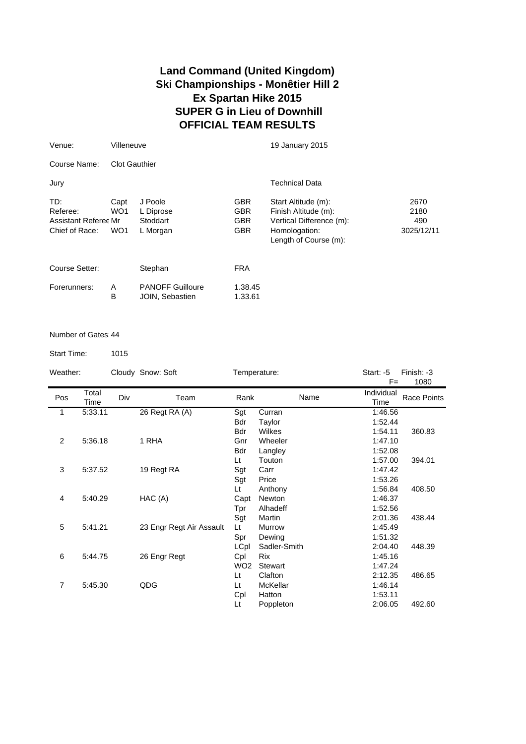# Land Command (United Kingdom)
# Ski Championships - Monêtier Hill 2
# Ex Spartan Hike 2015
# SUPER G in Lieu of Downhill
# OFFICIAL TEAM RESULTS

Venue: Villeneuve — 19 January 2015

Course Name: Clot Gauthier

| Jury | | | | Technical Data | |
|---|---|---|---|---|---|
| TD: | Capt | J Poole | GBR | Start Altitude (m): | 2670 |
| Referee: | WO1 | L Diprose | GBR | Finish Altitude (m): | 2180 |
| Assistant Referee | Mr | Stoddart | GBR | Vertical Difference (m): | 490 |
| Chief of Race: | WO1 | L Morgan | GBR | Homologation: | 3025/12/11 |
| | | | | Length of Course (m): | |

Course Setter: Stephan FRA

| Forerunners: | | | |
|---|---|---|---|
| | A | PANOFF Guilloure | 1.38.45 |
| | B | JOIN, Sebastien | 1.33.61 |

Number of Gates: 44

Start Time: 1015

Weather: Cloudy Snow: Soft — Temperature: Start: -5 Finish: -3 — F= 1080

| Pos | Total Time | Div | Team | Rank | Name | Individual Time | Race Points |
|---|---|---|---|---|---|---|---|
| 1 | 5:33.11 | | 26 Regt RA (A) | Sgt | Curran | 1:46.56 | |
| | | | | Bdr | Taylor | 1:52.44 | |
| | | | | Bdr | Wilkes | 1:54.11 | 360.83 |
| 2 | 5:36.18 | | 1 RHA | Gnr | Wheeler | 1:47.10 | |
| | | | | Bdr | Langley | 1:52.08 | |
| | | | | Lt | Touton | 1:57.00 | 394.01 |
| 3 | 5:37.52 | | 19 Regt RA | Sgt | Carr | 1:47.42 | |
| | | | | Sgt | Price | 1:53.26 | |
| | | | | Lt | Anthony | 1:56.84 | 408.50 |
| 4 | 5:40.29 | | HAC (A) | Capt | Newton | 1:46.37 | |
| | | | | Tpr | Alhadeff | 1:52.56 | |
| | | | | Sgt | Martin | 2:01.36 | 438.44 |
| 5 | 5:41.21 | | 23 Engr Regt Air Assault | Lt | Murrow | 1:45.49 | |
| | | | | Spr | Dewing | 1:51.32 | |
| | | | | LCpl | Sadler-Smith | 2:04.40 | 448.39 |
| 6 | 5:44.75 | | 26 Engr Regt | Cpl | Rix | 1:45.16 | |
| | | | | WO2 | Stewart | 1:47.24 | |
| | | | | Lt | Clafton | 2:12.35 | 486.65 |
| 7 | 5:45.30 | | QDG | Lt | McKellar | 1:46.14 | |
| | | | | Cpl | Hatton | 1:53.11 | |
| | | | | Lt | Poppleton | 2:06.05 | 492.60 |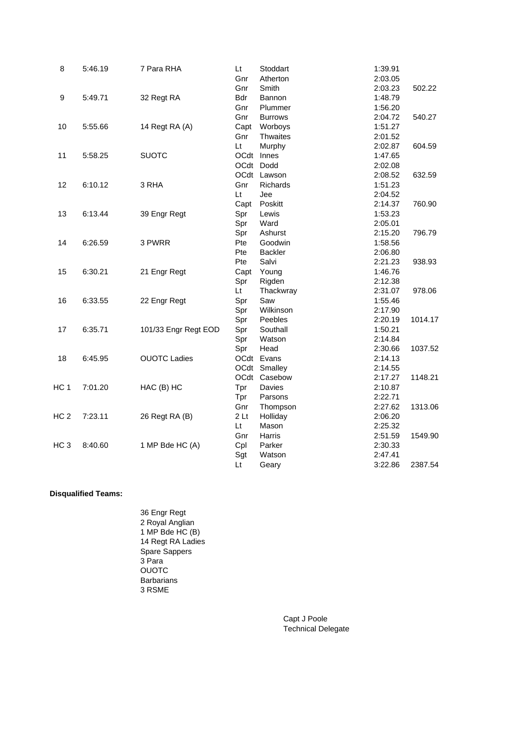| | | | | | | |
|---|---|---|---|---|---|---|
| 8 | 5:46.19 | 7 Para RHA | Lt | Stoddart | 1:39.91 | |
| | | | Gnr | Atherton | 2:03.05 | |
| | | | Gnr | Smith | 2:03.23 | 502.22 |
| 9 | 5:49.71 | 32 Regt RA | Bdr | Bannon | 1:48.79 | |
| | | | Gnr | Plummer | 1:56.20 | |
| | | | Gnr | Burrows | 2:04.72 | 540.27 |
| 10 | 5:55.66 | 14 Regt RA (A) | Capt | Worboys | 1:51.27 | |
| | | | Gnr | Thwaites | 2:01.52 | |
| | | | Lt | Murphy | 2:02.87 | 604.59 |
| 11 | 5:58.25 | SUOTC | OCdt | Innes | 1:47.65 | |
| | | | OCdt | Dodd | 2:02.08 | |
| | | | OCdt | Lawson | 2:08.52 | 632.59 |
| 12 | 6:10.12 | 3 RHA | Gnr | Richards | 1:51.23 | |
| | | | Lt | Jee | 2:04.52 | |
| | | | Capt | Poskitt | 2:14.37 | 760.90 |
| 13 | 6:13.44 | 39 Engr Regt | Spr | Lewis | 1:53.23 | |
| | | | Spr | Ward | 2:05.01 | |
| | | | Spr | Ashurst | 2:15.20 | 796.79 |
| 14 | 6:26.59 | 3 PWRR | Pte | Goodwin | 1:58.56 | |
| | | | Pte | Backler | 2:06.80 | |
| | | | Pte | Salvi | 2:21.23 | 938.93 |
| 15 | 6:30.21 | 21 Engr Regt | Capt | Young | 1:46.76 | |
| | | | Spr | Rigden | 2:12.38 | |
| | | | Lt | Thackwray | 2:31.07 | 978.06 |
| 16 | 6:33.55 | 22 Engr Regt | Spr | Saw | 1:55.46 | |
| | | | Spr | Wilkinson | 2:17.90 | |
| | | | Spr | Peebles | 2:20.19 | 1014.17 |
| 17 | 6:35.71 | 101/33 Engr Regt EOD | Spr | Southall | 1:50.21 | |
| | | | Spr | Watson | 2:14.84 | |
| | | | Spr | Head | 2:30.66 | 1037.52 |
| 18 | 6:45.95 | OUOTC Ladies | OCdt | Evans | 2:14.13 | |
| | | | OCdt | Smalley | 2:14.55 | |
| | | | OCdt | Casebow | 2:17.27 | 1148.21 |
| HC 1 | 7:01.20 | HAC (B) HC | Tpr | Davies | 2:10.87 | |
| | | | Tpr | Parsons | 2:22.71 | |
| | | | Gnr | Thompson | 2:27.62 | 1313.06 |
| HC 2 | 7:23.11 | 26 Regt RA (B) | 2 Lt | Holliday | 2:06.20 | |
| | | | Lt | Mason | 2:25.32 | |
| | | | Gnr | Harris | 2:51.59 | 1549.90 |
| HC 3 | 8:40.60 | 1 MP Bde HC (A) | Cpl | Parker | 2:30.33 | |
| | | | Sgt | Watson | 2:47.41 | |
| | | | Lt | Geary | 3:22.86 | 2387.54 |

**Disqualified Teams:**

36 Engr Regt
2 Royal Anglian
1 MP Bde HC (B)
14 Regt RA Ladies
Spare Sappers
3 Para
OUOTC
Barbarians
3 RSME

Capt J Poole
Technical Delegate